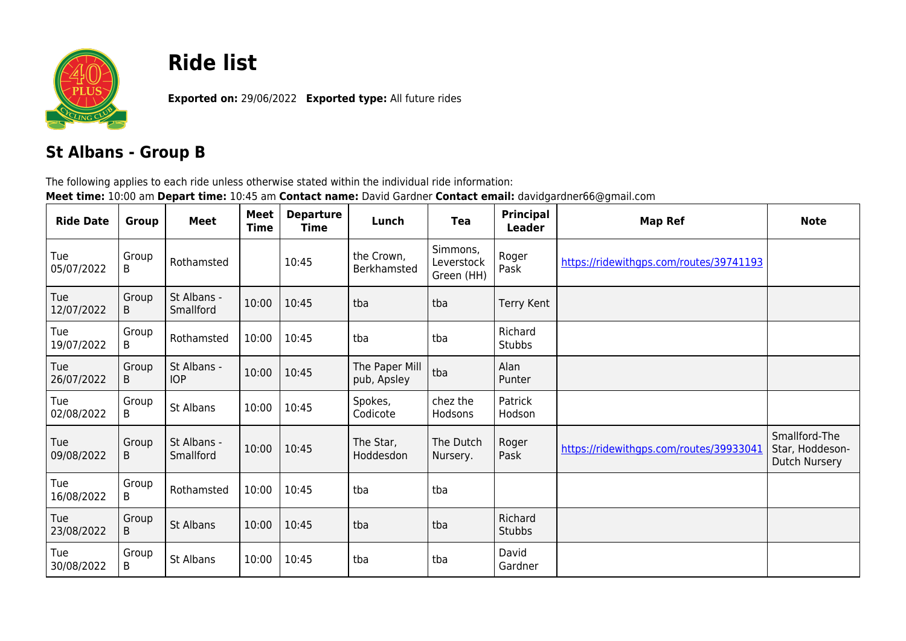# Ride list

**Exported on:** 29/06/2022 **Exported type:** All future rides

## St Albans - Group B

The following applies to each ride unless otherwise stated within the individual ride information:
**Meet time:** 10:00 am **Depart time:** 10:45 am **Contact name:** David Gardner **Contact email:** davidgardner66@gmail.com

| Ride Date | Group | Meet | Meet Time | Departure Time | Lunch | Tea | Principal Leader | Map Ref | Note |
|---|---|---|---|---|---|---|---|---|---|
| Tue 05/07/2022 | Group B | Rothamsted | | 10:45 | the Crown, Berkhamsted | Simmons, Leverstock Green (HH) | Roger Pask | https://ridewithgps.com/routes/39741193 | |
| Tue 12/07/2022 | Group B | St Albans - Smallford | 10:00 | 10:45 | tba | tba | Terry Kent | | |
| Tue 19/07/2022 | Group B | Rothamsted | 10:00 | 10:45 | tba | tba | Richard Stubbs | | |
| Tue 26/07/2022 | Group B | St Albans - IOP | 10:00 | 10:45 | The Paper Mill pub, Apsley | tba | Alan Punter | | |
| Tue 02/08/2022 | Group B | St Albans | 10:00 | 10:45 | Spokes, Codicote | chez the Hodsons | Patrick Hodson | | |
| Tue 09/08/2022 | Group B | St Albans - Smallford | 10:00 | 10:45 | The Star, Hoddesdon | The Dutch Nursery. | Roger Pask | https://ridewithgps.com/routes/39933041 | Smallford-The Star, Hoddeson-Dutch Nursery |
| Tue 16/08/2022 | Group B | Rothamsted | 10:00 | 10:45 | tba | tba | | | |
| Tue 23/08/2022 | Group B | St Albans | 10:00 | 10:45 | tba | tba | Richard Stubbs | | |
| Tue 30/08/2022 | Group B | St Albans | 10:00 | 10:45 | tba | tba | David Gardner | | |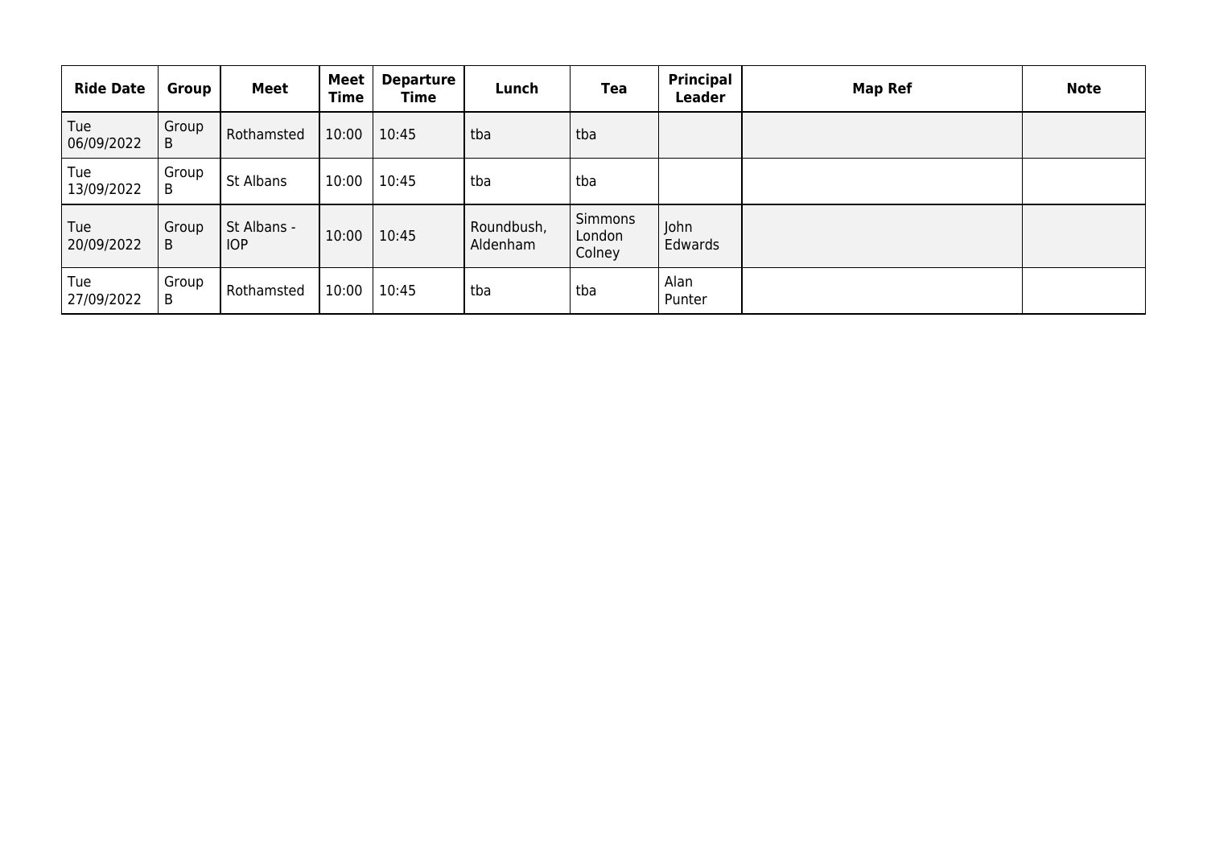| Ride Date | Group | Meet | Meet Time | Departure Time | Lunch | Tea | Principal Leader | Map Ref | Note |
|---|---|---|---|---|---|---|---|---|---|
| Tue 06/09/2022 | Group B | Rothamsted | 10:00 | 10:45 | tba | tba | | | |
| Tue 13/09/2022 | Group B | St Albans | 10:00 | 10:45 | tba | tba | | | |
| Tue 20/09/2022 | Group B | St Albans - IOP | 10:00 | 10:45 | Roundbush, Aldenham | Simmons London Colney | John Edwards | | |
| Tue 27/09/2022 | Group B | Rothamsted | 10:00 | 10:45 | tba | tba | Alan Punter | | |